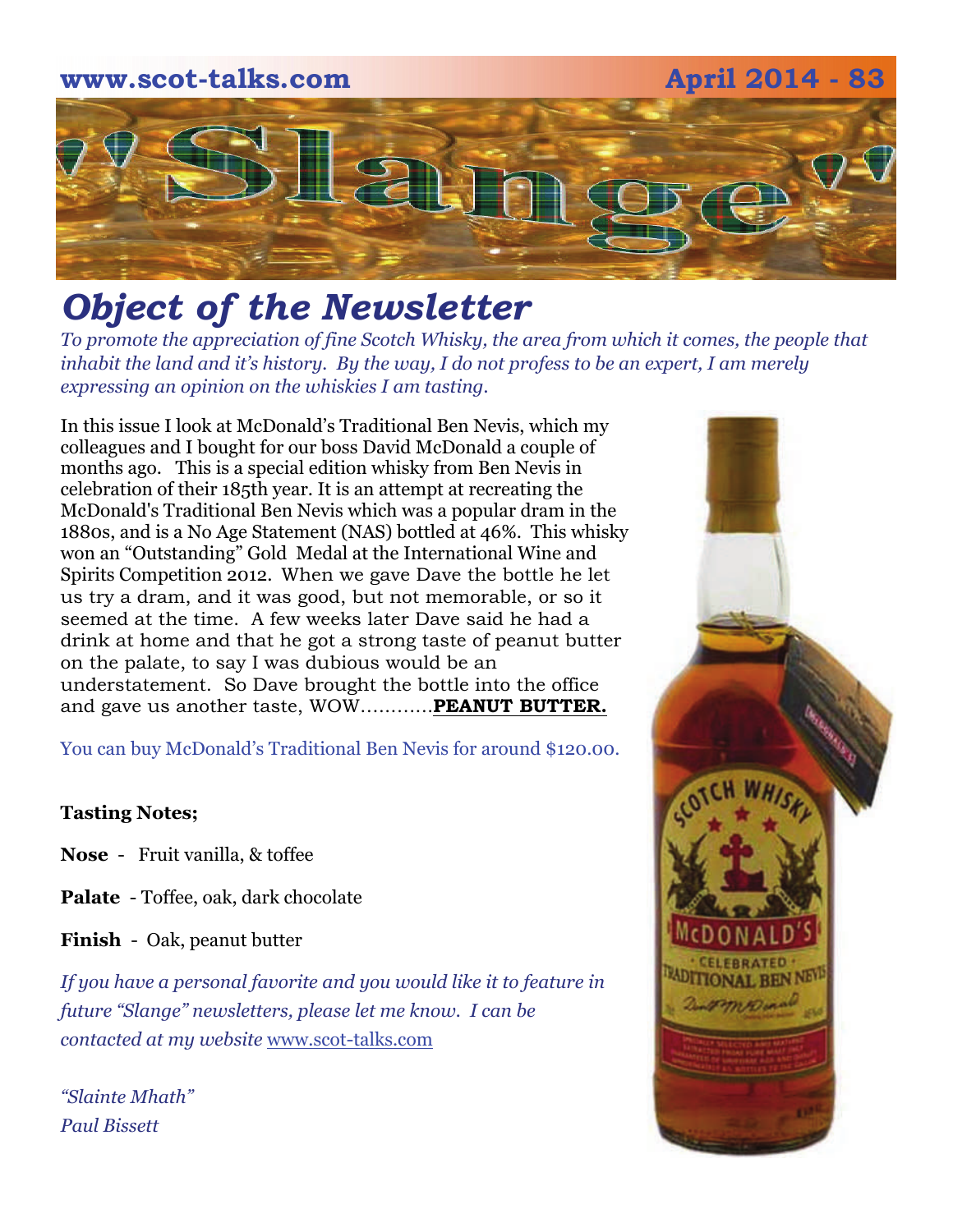www.scot-talks.com April 2014 - 83

# "Slange"

## *Object of the Newsletter*

*To promote the appreciation of fine Scotch Whisky, the area from which it comes, the people that inhabit the land and it's history. By the way, I do not profess to be an expert, I am merely expressing an opinion on the whiskies I am tasting.*

In this issue I look at McDonald's Traditional Ben Nevis, which my colleagues and I bought for our boss David McDonald a couple of months ago. This is a special edition whisky from Ben Nevis in celebration of their 185th year. It is an attempt at recreating the McDonald's Traditional Ben Nevis which was a popular dram in the 1880s, and is a No Age Statement (NAS) bottled at 46%. This whisky won an "Outstanding" Gold Medal at the International Wine and Spirits Competition 2012. When we gave Dave the bottle he let us try a dram, and it was good, but not memorable, or so it seemed at the time. A few weeks later Dave said he had a drink at home and that he got a strong taste of peanut butter on the palate, to say I was dubious would be an understatement. So Dave brought the bottle into the office and gave us another taste, WOW............**PEANUT BUTTER.**

You can buy McDonald's Traditional Ben Nevis for around $120.00.

**Tasting Notes;**

**Nose** - Fruit vanilla, & toffee

**Palate** - Toffee, oak, dark chocolate

**Finish** - Oak, peanut butter

*If you have a personal favorite and you would like it to feature in future "Slange" newsletters, please let me know. I can be contacted at my website* www.scot-talks.com

*"Slainte Mhath"*
*Paul Bissett*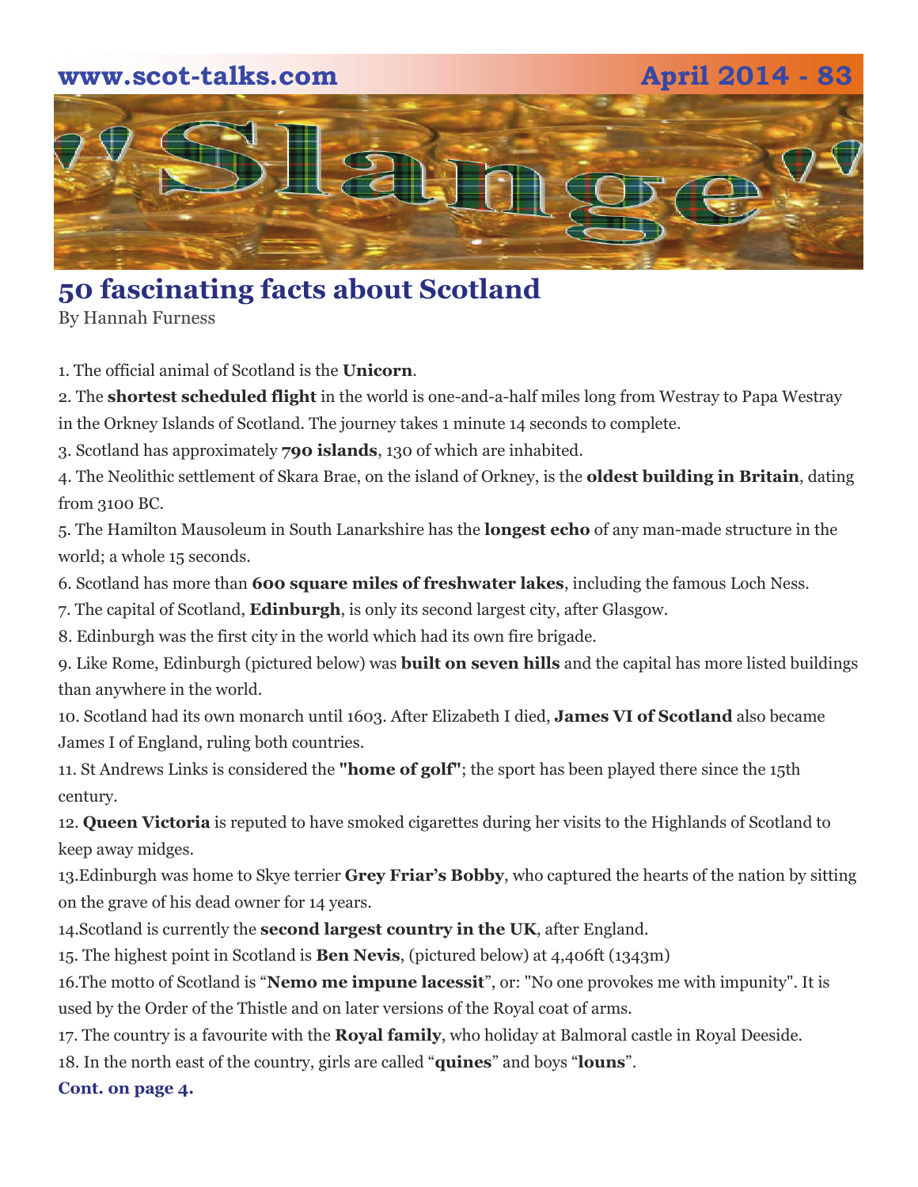# Slange

## 50 fascinating facts about Scotland

By Hannah Furness

1. The official animal of Scotland is the **Unicorn**.
2. The **shortest scheduled flight** in the world is one-and-a-half miles long from Westray to Papa Westray in the Orkney Islands of Scotland. The journey takes 1 minute 14 seconds to complete.
3. Scotland has approximately **790 islands**, 130 of which are inhabited.
4. The Neolithic settlement of Skara Brae, on the island of Orkney, is the **oldest building in Britain**, dating from 3100 BC.
5. The Hamilton Mausoleum in South Lanarkshire has the **longest echo** of any man-made structure in the world; a whole 15 seconds.
6. Scotland has more than **600 square miles of freshwater lakes**, including the famous Loch Ness.
7. The capital of Scotland, **Edinburgh**, is only its second largest city, after Glasgow.
8. Edinburgh was the first city in the world which had its own fire brigade.
9. Like Rome, Edinburgh (pictured below) was **built on seven hills** and the capital has more listed buildings than anywhere in the world.
10. Scotland had its own monarch until 1603. After Elizabeth I died, **James VI of Scotland** also became James I of England, ruling both countries.
11. St Andrews Links is considered the **"home of golf"**; the sport has been played there since the 15th century.
12. **Queen Victoria** is reputed to have smoked cigarettes during her visits to the Highlands of Scotland to keep away midges.
13. Edinburgh was home to Skye terrier **Grey Friar's Bobby**, who captured the hearts of the nation by sitting on the grave of his dead owner for 14 years.
14. Scotland is currently the **second largest country in the UK**, after England.
15. The highest point in Scotland is **Ben Nevis**, (pictured below) at 4,406ft (1343m)
16. The motto of Scotland is "**Nemo me impune lacessit**", or: "No one provokes me with impunity". It is used by the Order of the Thistle and on later versions of the Royal coat of arms.
17. The country is a favourite with the **Royal family**, who holiday at Balmoral castle in Royal Deeside.
18. In the north east of the country, girls are called "**quines**" and boys "**louns**".

**Cont. on page 4.**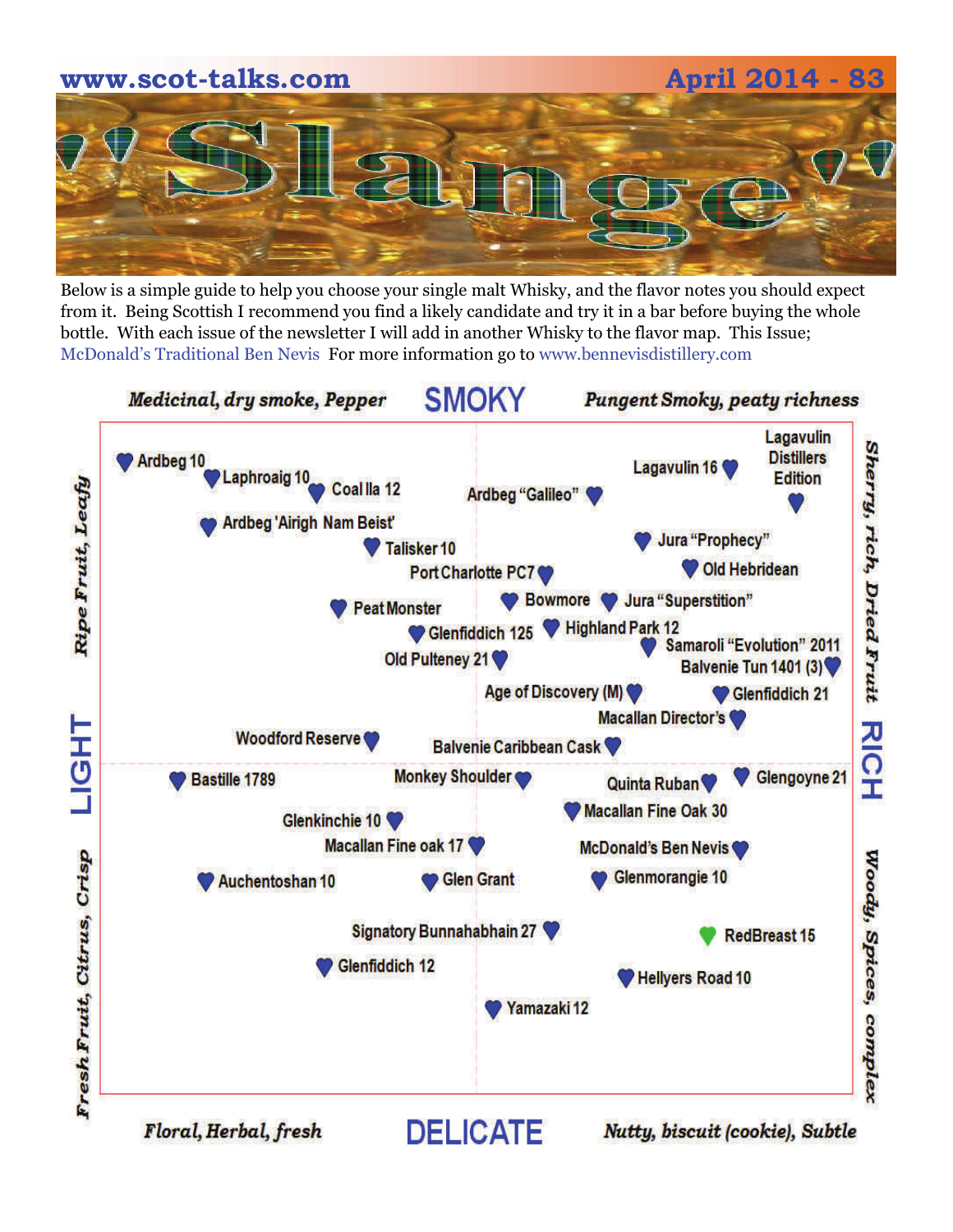# 'Slange'

Below is a simple guide to help you choose your single malt Whisky, and the flavor notes you should expect from it. Being Scottish I recommend you find a likely candidate and try it in a bar before buying the whole bottle. With each issue of the newsletter I will add in another Whisky to the flavor map. This Issue; McDonald's Traditional Ben Nevis For more information go to www.bennevisdistillery.com

**SMOKY**

*Medicinal, dry smoke, Pepper* — *Pungent Smoky, peaty richness*

**LIGHT** — *Ripe Fruit, Leafy* / *Fresh Fruit, Citrus, Crisp*

**RICH** — *Sherry, rich, Dried Fruit* / *Woody, Spices, complex*

**DELICATE**

*Floral, Herbal, fresh* — *Nutty, biscuit (cookie), Subtle*

Ardbeg 10
Laphroaig 10
Coal Ila 12
Ardbeg "Galileo"
Lagavulin 16
Lagavulin Distillers Edition
Ardbeg 'Airigh Nam Beist'
Talisker 10
Jura "Prophecy"
Port Charlotte PC7
Old Hebridean
Peat Monster
Bowmore
Jura "Superstition"
Glenfiddich 125
Highland Park 12
Samaroli "Evolution" 2011
Old Pulteney 21
Balvenie Tun 1401 (3)
Age of Discovery (M)
Glenfiddich 21
Macallan Director's
Woodford Reserve
Balvenie Caribbean Cask
Bastille 1789
Monkey Shoulder
Quinta Ruban
Glengoyne 21
Glenkinchie 10
Macallan Fine Oak 30
Macallan Fine oak 17
McDonald's Ben Nevis
Auchentoshan 10
Glen Grant
Glenmorangie 10
Signatory Bunnahabhain 27
RedBreast 15
Glenfiddich 12
Hellyers Road 10
Yamazaki 12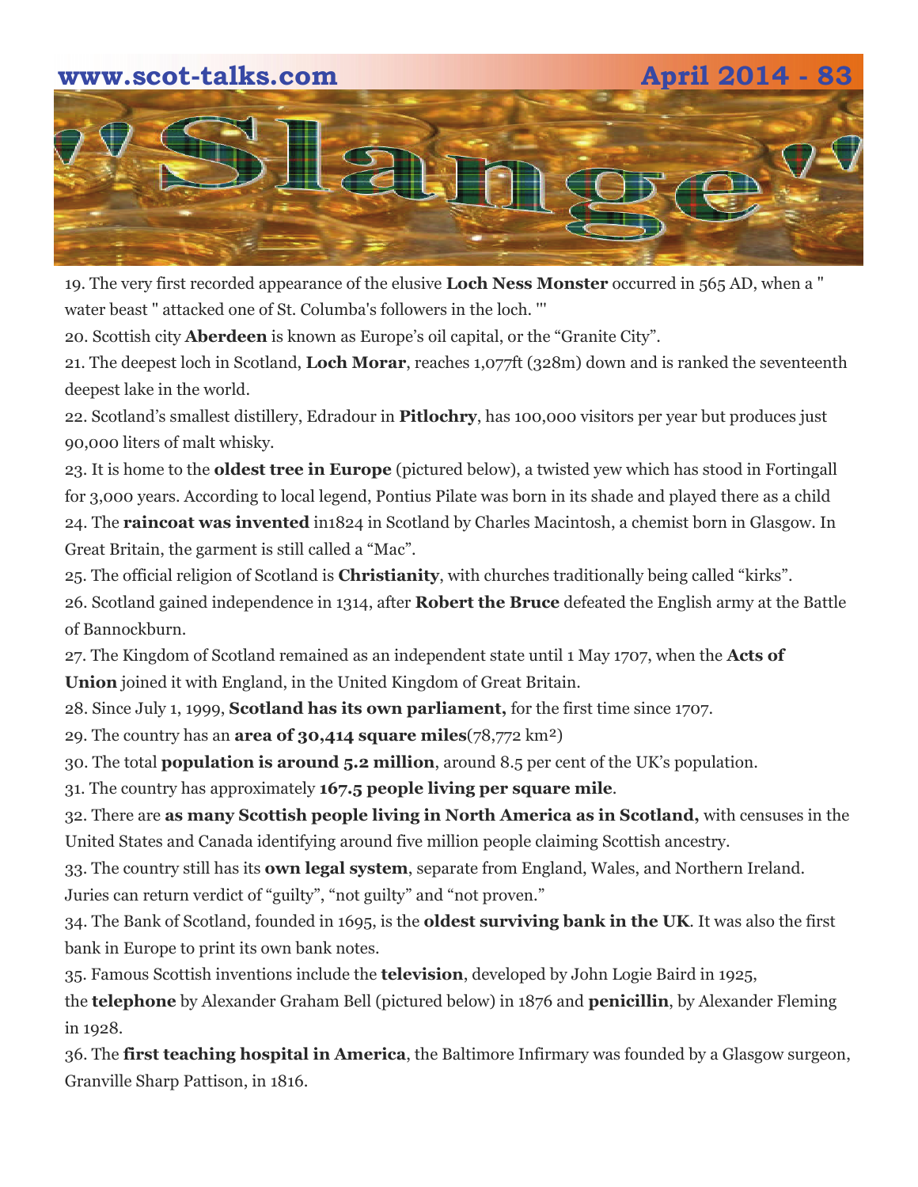# "Slange"

19. The very first recorded appearance of the elusive **Loch Ness Monster** occurred in 565 AD, when a " water beast " attacked one of St. Columba's followers in the loch. '"

20. Scottish city **Aberdeen** is known as Europe's oil capital, or the "Granite City".

21. The deepest loch in Scotland, **Loch Morar**, reaches 1,077ft (328m) down and is ranked the seventeenth deepest lake in the world.

22. Scotland's smallest distillery, Edradour in **Pitlochry**, has 100,000 visitors per year but produces just 90,000 liters of malt whisky.

23. It is home to the **oldest tree in Europe** (pictured below), a twisted yew which has stood in Fortingall for 3,000 years. According to local legend, Pontius Pilate was born in its shade and played there as a child

24. The **raincoat was invented** in1824 in Scotland by Charles Macintosh, a chemist born in Glasgow. In Great Britain, the garment is still called a "Mac".

25. The official religion of Scotland is **Christianity**, with churches traditionally being called "kirks".

26. Scotland gained independence in 1314, after **Robert the Bruce** defeated the English army at the Battle of Bannockburn.

27. The Kingdom of Scotland remained as an independent state until 1 May 1707, when the **Acts of Union** joined it with England, in the United Kingdom of Great Britain.

28. Since July 1, 1999, **Scotland has its own parliament,** for the first time since 1707.

29. The country has an **area of 30,414 square miles**(78,772 km²)

30. The total **population is around 5.2 million**, around 8.5 per cent of the UK's population.

31. The country has approximately **167.5 people living per square mile**.

32. There are **as many Scottish people living in North America as in Scotland,** with censuses in the United States and Canada identifying around five million people claiming Scottish ancestry.

33. The country still has its **own legal system**, separate from England, Wales, and Northern Ireland. Juries can return verdict of "guilty", "not guilty" and "not proven."

34. The Bank of Scotland, founded in 1695, is the **oldest surviving bank in the UK**. It was also the first bank in Europe to print its own bank notes.

35. Famous Scottish inventions include the **television**, developed by John Logie Baird in 1925, the **telephone** by Alexander Graham Bell (pictured below) in 1876 and **penicillin**, by Alexander Fleming in 1928.

36. The **first teaching hospital in America**, the Baltimore Infirmary was founded by a Glasgow surgeon, Granville Sharp Pattison, in 1816.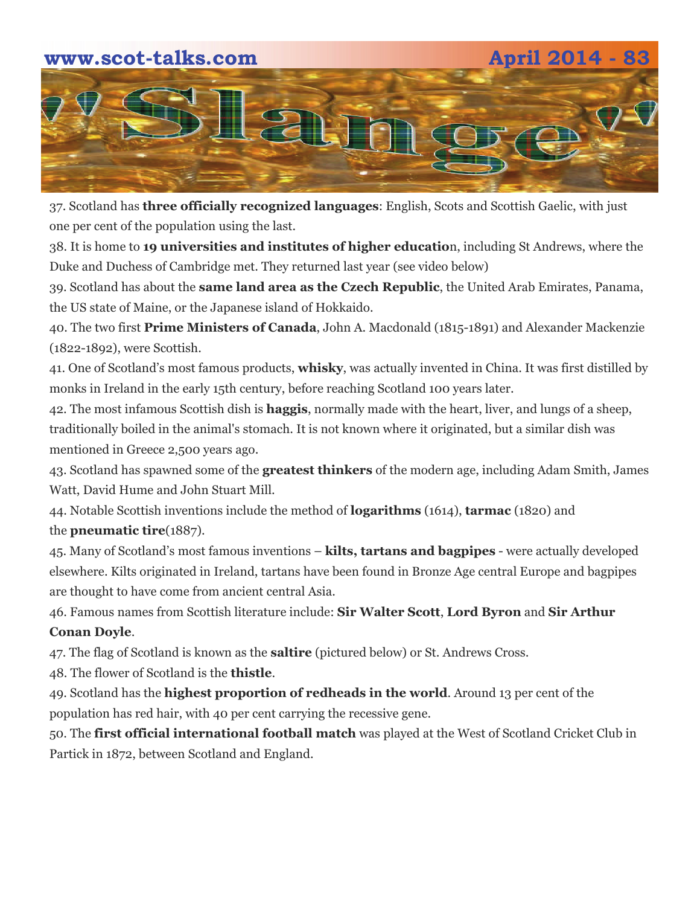# "Slange"

37. Scotland has **three officially recognized languages**: English, Scots and Scottish Gaelic, with just one per cent of the population using the last.

38. It is home to **19 universities and institutes of higher educatio**n, including St Andrews, where the Duke and Duchess of Cambridge met. They returned last year (see video below)

39. Scotland has about the **same land area as the Czech Republic**, the United Arab Emirates, Panama, the US state of Maine, or the Japanese island of Hokkaido.

40. The two first **Prime Ministers of Canada**, John A. Macdonald (1815-1891) and Alexander Mackenzie (1822-1892), were Scottish.

41. One of Scotland's most famous products, **whisky**, was actually invented in China. It was first distilled by monks in Ireland in the early 15th century, before reaching Scotland 100 years later.

42. The most infamous Scottish dish is **haggis**, normally made with the heart, liver, and lungs of a sheep, traditionally boiled in the animal's stomach. It is not known where it originated, but a similar dish was mentioned in Greece 2,500 years ago.

43. Scotland has spawned some of the **greatest thinkers** of the modern age, including Adam Smith, James Watt, David Hume and John Stuart Mill.

44. Notable Scottish inventions include the method of **logarithms** (1614), **tarmac** (1820) and the **pneumatic tire**(1887).

45. Many of Scotland's most famous inventions – **kilts, tartans and bagpipes** - were actually developed elsewhere. Kilts originated in Ireland, tartans have been found in Bronze Age central Europe and bagpipes are thought to have come from ancient central Asia.

46. Famous names from Scottish literature include: **Sir Walter Scott**, **Lord Byron** and **Sir Arthur Conan Doyle**.

47. The flag of Scotland is known as the **saltire** (pictured below) or St. Andrews Cross.

48. The flower of Scotland is the **thistle**.

49. Scotland has the **highest proportion of redheads in the world**. Around 13 per cent of the population has red hair, with 40 per cent carrying the recessive gene.

50. The **first official international football match** was played at the West of Scotland Cricket Club in Partick in 1872, between Scotland and England.